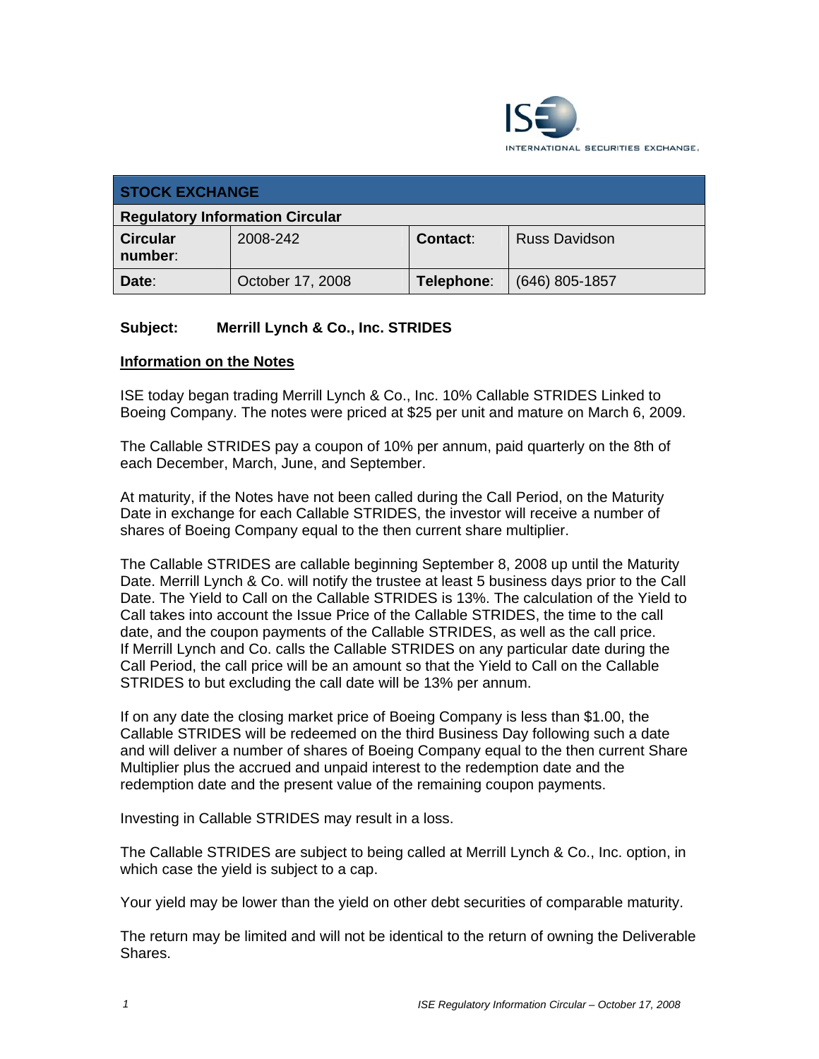| STOCK EXCHANGE | | | |
|---|---|---|---|
| **Regulatory Information Circular** | | | |
| **Circular number**: | 2008-242 | **Contact**: | Russ Davidson |
| **Date**: | October 17, 2008 | **Telephone**: | (646) 805-1857 |

**Subject: Merrill Lynch & Co., Inc. STRIDES**

## Information on the Notes

ISE today began trading Merrill Lynch & Co., Inc. 10% Callable STRIDES Linked to Boeing Company. The notes were priced at $25 per unit and mature on March 6, 2009.

The Callable STRIDES pay a coupon of 10% per annum, paid quarterly on the 8th of each December, March, June, and September.

At maturity, if the Notes have not been called during the Call Period, on the Maturity Date in exchange for each Callable STRIDES, the investor will receive a number of shares of Boeing Company equal to the then current share multiplier.

The Callable STRIDES are callable beginning September 8, 2008 up until the Maturity Date. Merrill Lynch & Co. will notify the trustee at least 5 business days prior to the Call Date. The Yield to Call on the Callable STRIDES is 13%. The calculation of the Yield to Call takes into account the Issue Price of the Callable STRIDES, the time to the call date, and the coupon payments of the Callable STRIDES, as well as the call price. If Merrill Lynch and Co. calls the Callable STRIDES on any particular date during the Call Period, the call price will be an amount so that the Yield to Call on the Callable STRIDES to but excluding the call date will be 13% per annum.

If on any date the closing market price of Boeing Company is less than $1.00, the Callable STRIDES will be redeemed on the third Business Day following such a date and will deliver a number of shares of Boeing Company equal to the then current Share Multiplier plus the accrued and unpaid interest to the redemption date and the redemption date and the present value of the remaining coupon payments.

Investing in Callable STRIDES may result in a loss.

The Callable STRIDES are subject to being called at Merrill Lynch & Co., Inc. option, in which case the yield is subject to a cap.

Your yield may be lower than the yield on other debt securities of comparable maturity.

The return may be limited and will not be identical to the return of owning the Deliverable Shares.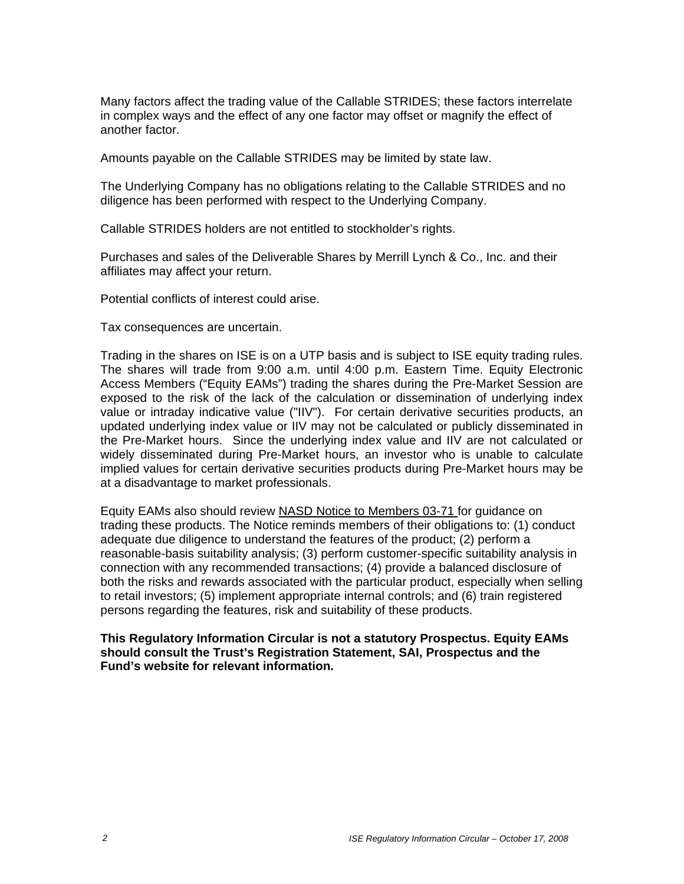Many factors affect the trading value of the Callable STRIDES; these factors interrelate in complex ways and the effect of any one factor may offset or magnify the effect of another factor.

Amounts payable on the Callable STRIDES may be limited by state law.

The Underlying Company has no obligations relating to the Callable STRIDES and no diligence has been performed with respect to the Underlying Company.

Callable STRIDES holders are not entitled to stockholder's rights.

Purchases and sales of the Deliverable Shares by Merrill Lynch & Co., Inc. and their affiliates may affect your return.

Potential conflicts of interest could arise.

Tax consequences are uncertain.

Trading in the shares on ISE is on a UTP basis and is subject to ISE equity trading rules. The shares will trade from 9:00 a.m. until 4:00 p.m. Eastern Time. Equity Electronic Access Members ("Equity EAMs") trading the shares during the Pre-Market Session are exposed to the risk of the lack of the calculation or dissemination of underlying index value or intraday indicative value ("IIV"). For certain derivative securities products, an updated underlying index value or IIV may not be calculated or publicly disseminated in the Pre-Market hours. Since the underlying index value and IIV are not calculated or widely disseminated during Pre-Market hours, an investor who is unable to calculate implied values for certain derivative securities products during Pre-Market hours may be at a disadvantage to market professionals.

Equity EAMs also should review NASD Notice to Members 03-71 for guidance on trading these products. The Notice reminds members of their obligations to: (1) conduct adequate due diligence to understand the features of the product; (2) perform a reasonable-basis suitability analysis; (3) perform customer-specific suitability analysis in connection with any recommended transactions; (4) provide a balanced disclosure of both the risks and rewards associated with the particular product, especially when selling to retail investors; (5) implement appropriate internal controls; and (6) train registered persons regarding the features, risk and suitability of these products.

**This Regulatory Information Circular is not a statutory Prospectus. Equity EAMs should consult the Trust's Registration Statement, SAI, Prospectus and the Fund's website for relevant information.**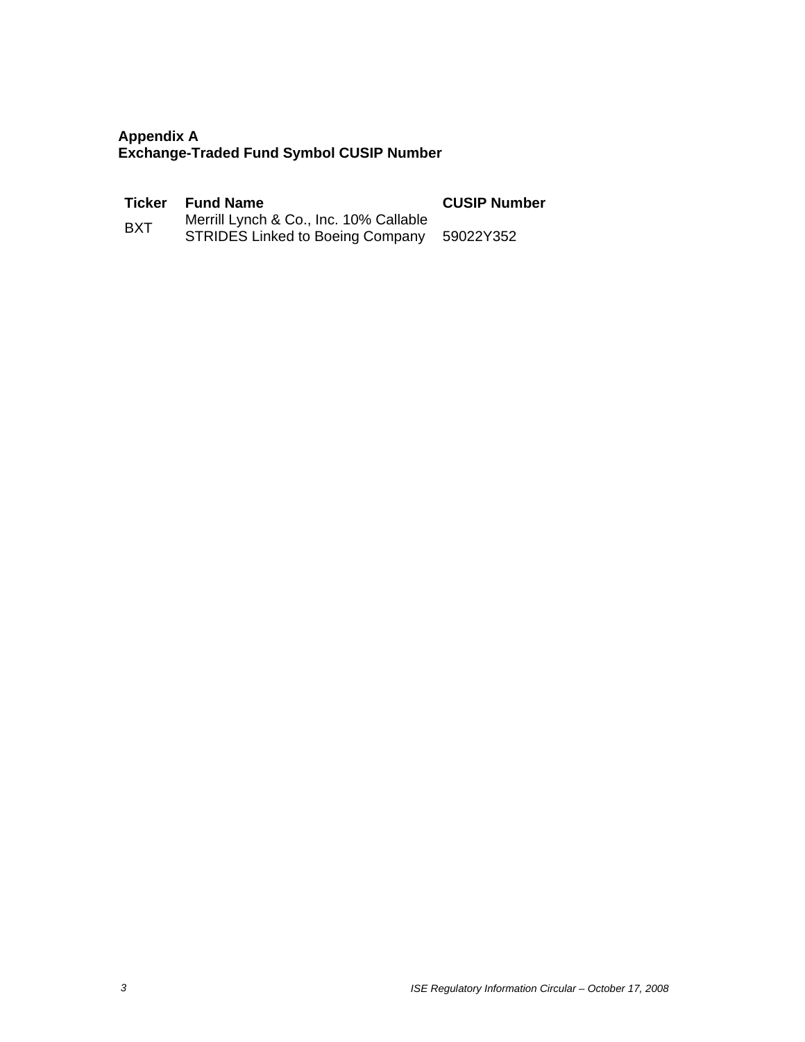**Appendix A**
**Exchange-Traded Fund Symbol CUSIP Number**

| Ticker | Fund Name | CUSIP Number |
|---|---|---|
| BXT | Merrill Lynch & Co., Inc. 10% Callable STRIDES Linked to Boeing Company | 59022Y352 |